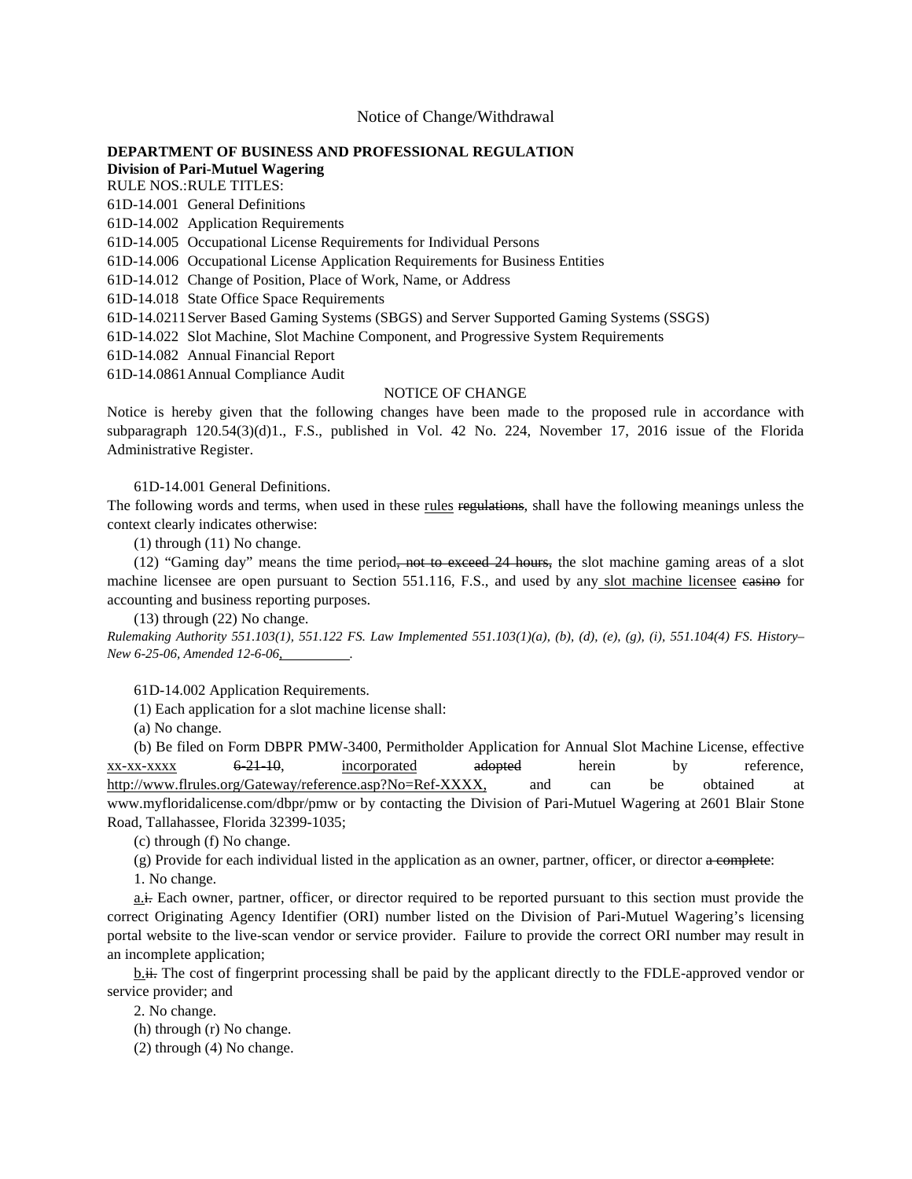Notice of Change/Withdrawal

**DEPARTMENT OF BUSINESS AND PROFESSIONAL REGULATION**
**Division of Pari-Mutuel Wagering**

RULE NOS.:RULE TITLES:

61D-14.001 General Definitions
61D-14.002 Application Requirements
61D-14.005 Occupational License Requirements for Individual Persons
61D-14.006 Occupational License Application Requirements for Business Entities
61D-14.012 Change of Position, Place of Work, Name, or Address
61D-14.018 State Office Space Requirements
61D-14.0211 Server Based Gaming Systems (SBGS) and Server Supported Gaming Systems (SSGS)
61D-14.022 Slot Machine, Slot Machine Component, and Progressive System Requirements
61D-14.082 Annual Financial Report
61D-14.0861 Annual Compliance Audit

NOTICE OF CHANGE

Notice is hereby given that the following changes have been made to the proposed rule in accordance with subparagraph 120.54(3)(d)1., F.S., published in Vol. 42 No. 224, November 17, 2016 issue of the Florida Administrative Register.

61D-14.001 General Definitions.

The following words and terms, when used in these <u>rules</u> ~~regulations~~, shall have the following meanings unless the context clearly indicates otherwise:

(1) through (11) No change.

(12) "Gaming day" means the time period~~, not to exceed 24 hours,~~ the slot machine gaming areas of a slot machine licensee are open pursuant to Section 551.116, F.S., and used by any<u> slot machine licensee</u> ~~casino~~ for accounting and business reporting purposes.

(13) through (22) No change.

*Rulemaking Authority 551.103(1), 551.122 FS. Law Implemented 551.103(1)(a), (b), (d), (e), (g), (i), 551.104(4) FS. History–New 6-25-06, Amended 12-6-06,<u>          </u>.*

61D-14.002 Application Requirements.

(1) Each application for a slot machine license shall:

(a) No change.

(b) Be filed on Form DBPR PMW-3400, Permitholder Application for Annual Slot Machine License, effective <u>xx-xx-xxxx</u> ~~6-21-10~~, <u>incorporated</u> ~~adopted~~ herein by reference, <u>http://www.flrules.org/Gateway/reference.asp?No=Ref-XXXX,</u> and can be obtained at www.myfloridalicense.com/dbpr/pmw or by contacting the Division of Pari-Mutuel Wagering at 2601 Blair Stone Road, Tallahassee, Florida 32399-1035;

(c) through (f) No change.

(g) Provide for each individual listed in the application as an owner, partner, officer, or director ~~a complete~~:

1. No change.

<u>a.</u>~~i.~~ Each owner, partner, officer, or director required to be reported pursuant to this section must provide the correct Originating Agency Identifier (ORI) number listed on the Division of Pari-Mutuel Wagering's licensing portal website to the live-scan vendor or service provider. Failure to provide the correct ORI number may result in an incomplete application;

<u>b.</u>~~ii.~~ The cost of fingerprint processing shall be paid by the applicant directly to the FDLE-approved vendor or service provider; and

2. No change.

(h) through (r) No change.

(2) through (4) No change.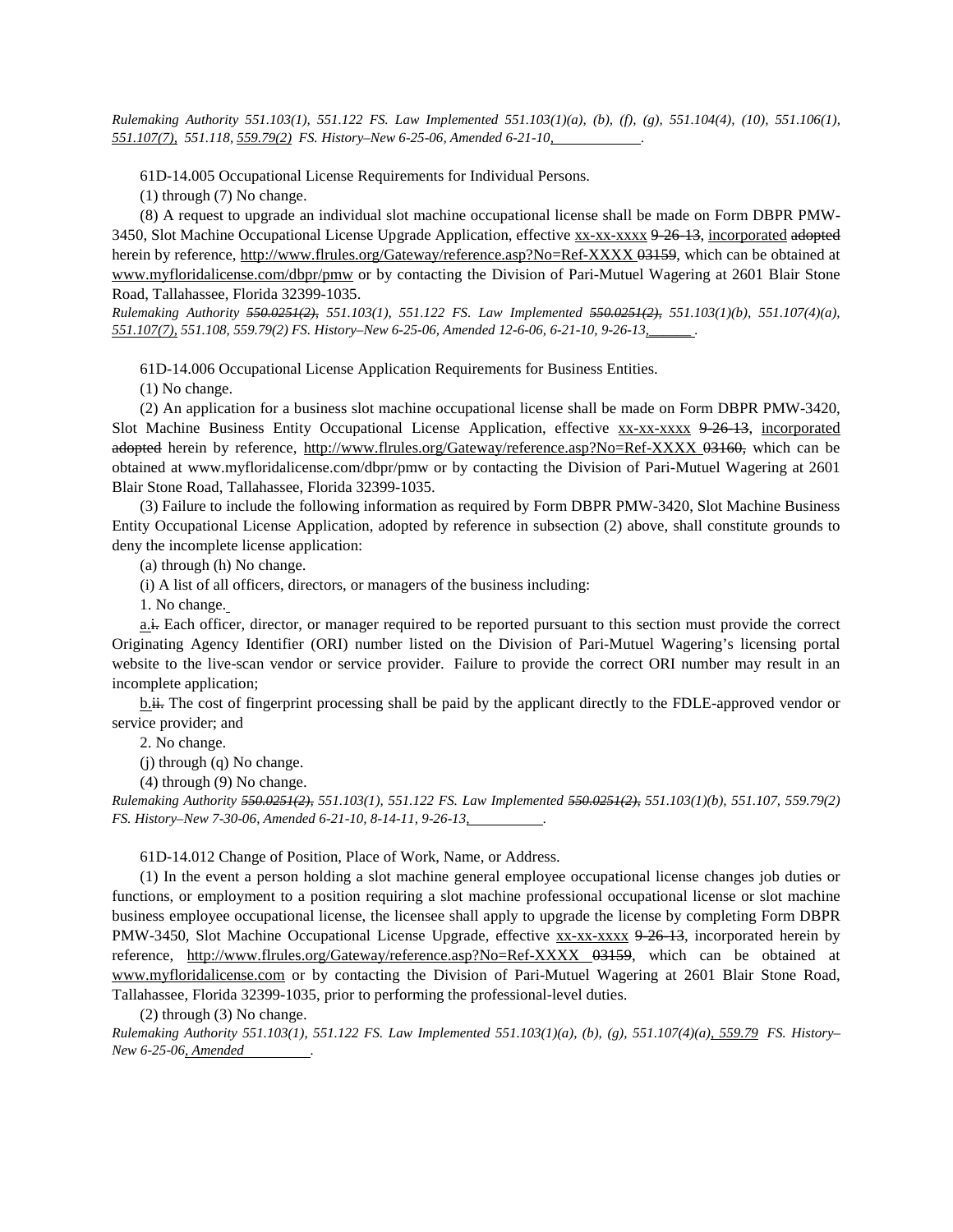*Rulemaking Authority 551.103(1), 551.122 FS. Law Implemented 551.103(1)(a), (b), (f), (g), 551.104(4), (10), 551.106(1), 551.107(7), 551.118, 559.79(2) FS. History–New 6-25-06, Amended 6-21-10, \_\_\_\_\_\_\_\_\_\_\_\_.*

61D-14.005 Occupational License Requirements for Individual Persons.

(1) through (7) No change.

(8) A request to upgrade an individual slot machine occupational license shall be made on Form DBPR PMW-3450, Slot Machine Occupational License Upgrade Application, effective xx-xx-xxxx ~~9-26-13~~, incorporated ~~adopted~~ herein by reference, http://www.flrules.org/Gateway/reference.asp?No=Ref-XXXX ~~03159~~, which can be obtained at www.myfloridalicense.com/dbpr/pmw or by contacting the Division of Pari-Mutuel Wagering at 2601 Blair Stone Road, Tallahassee, Florida 32399-1035.

*Rulemaking Authority ~~550.0251(2),~~ 551.103(1), 551.122 FS. Law Implemented ~~550.0251(2),~~ 551.103(1)(b), 551.107(4)(a), 551.107(7), 551.108, 559.79(2) FS. History–New 6-25-06, Amended 12-6-06, 6-21-10, 9-26-13, \_\_\_\_\_\_.*

61D-14.006 Occupational License Application Requirements for Business Entities.

(1) No change.

(2) An application for a business slot machine occupational license shall be made on Form DBPR PMW-3420, Slot Machine Business Entity Occupational License Application, effective xx-xx-xxxx ~~9-26-13~~, incorporated ~~adopted~~ herein by reference, http://www.flrules.org/Gateway/reference.asp?No=Ref-XXXX ~~03160~~, which can be obtained at www.myfloridalicense.com/dbpr/pmw or by contacting the Division of Pari-Mutuel Wagering at 2601 Blair Stone Road, Tallahassee, Florida 32399-1035.

(3) Failure to include the following information as required by Form DBPR PMW-3420, Slot Machine Business Entity Occupational License Application, adopted by reference in subsection (2) above, shall constitute grounds to deny the incomplete license application:

(a) through (h) No change.

(i) A list of all officers, directors, or managers of the business including:

1. No change.

a.~~i.~~ Each officer, director, or manager required to be reported pursuant to this section must provide the correct Originating Agency Identifier (ORI) number listed on the Division of Pari-Mutuel Wagering's licensing portal website to the live-scan vendor or service provider. Failure to provide the correct ORI number may result in an incomplete application;

b.~~ii.~~ The cost of fingerprint processing shall be paid by the applicant directly to the FDLE-approved vendor or service provider; and

2. No change.

(j) through (q) No change.

(4) through (9) No change.

*Rulemaking Authority ~~550.0251(2),~~ 551.103(1), 551.122 FS. Law Implemented ~~550.0251(2),~~ 551.103(1)(b), 551.107, 559.79(2) FS. History–New 7-30-06, Amended 6-21-10, 8-14-11, 9-26-13, \_\_\_\_\_\_\_\_\_\_.*

61D-14.012 Change of Position, Place of Work, Name, or Address.

(1) In the event a person holding a slot machine general employee occupational license changes job duties or functions, or employment to a position requiring a slot machine professional occupational license or slot machine business employee occupational license, the licensee shall apply to upgrade the license by completing Form DBPR PMW-3450, Slot Machine Occupational License Upgrade, effective xx-xx-xxxx ~~9-26-13~~, incorporated herein by reference, http://www.flrules.org/Gateway/reference.asp?No=Ref-XXXX ~~03159~~, which can be obtained at www.myfloridalicense.com or by contacting the Division of Pari-Mutuel Wagering at 2601 Blair Stone Road, Tallahassee, Florida 32399-1035, prior to performing the professional-level duties.

(2) through (3) No change.

*Rulemaking Authority 551.103(1), 551.122 FS. Law Implemented 551.103(1)(a), (b), (g), 551.107(4)(a), 559.79 FS. History–New 6-25-06, Amended \_\_\_\_\_\_\_\_\_\_.*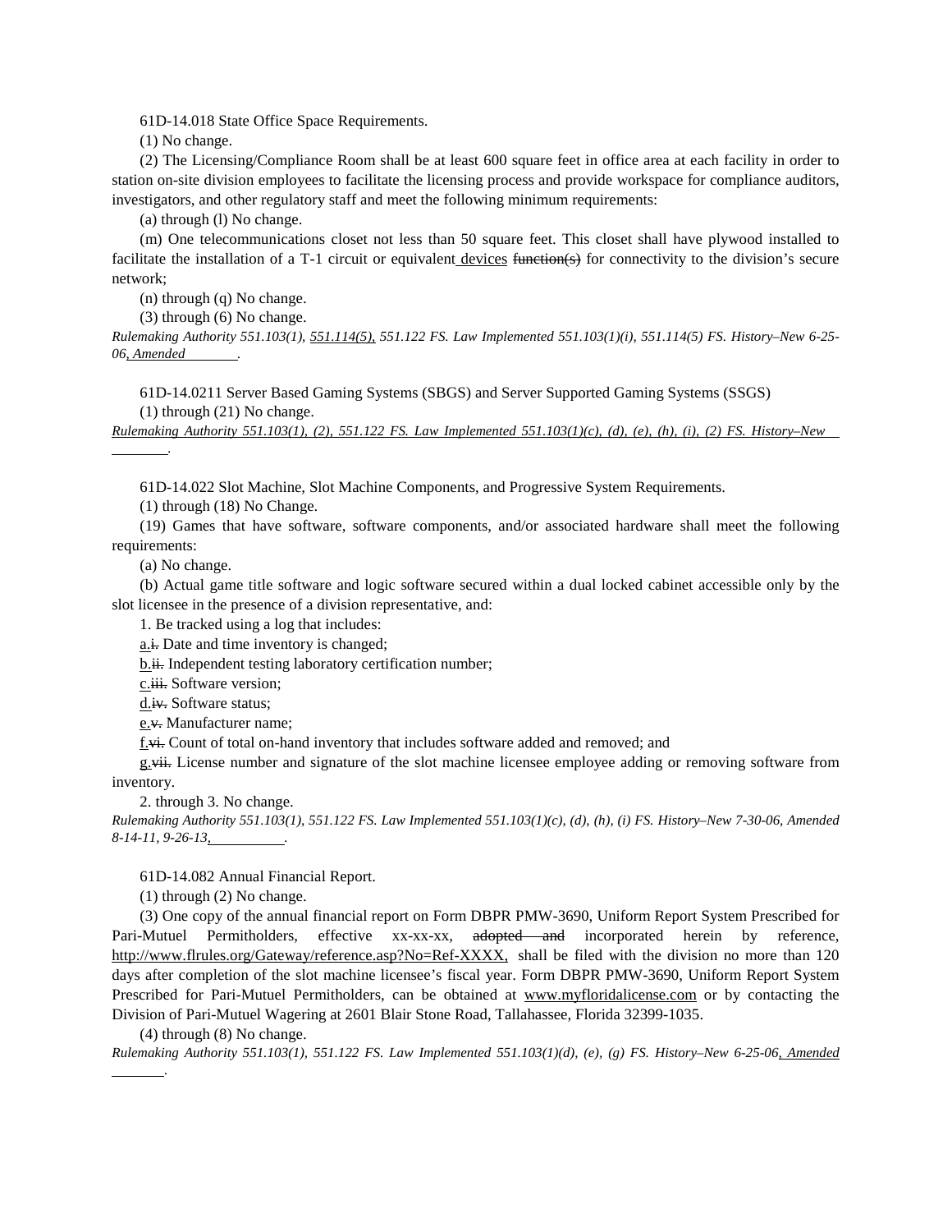61D-14.018 State Office Space Requirements.

(1) No change.

(2) The Licensing/Compliance Room shall be at least 600 square feet in office area at each facility in order to station on-site division employees to facilitate the licensing process and provide workspace for compliance auditors, investigators, and other regulatory staff and meet the following minimum requirements:

(a) through (l) No change.

(m) One telecommunications closet not less than 50 square feet. This closet shall have plywood installed to facilitate the installation of a T-1 circuit or equivalent <u>devices</u> ~~function(s)~~ for connectivity to the division's secure network;

(n) through (q) No change.

(3) through (6) No change.

*Rulemaking Authority 551.103(1), <u>551.114(5),</u> 551.122 FS. Law Implemented 551.103(1)(i), 551.114(5) FS. History–New 6-25-06<u>, Amended \_\_\_\_\_\_\_\_</u>.*

61D-14.0211 Server Based Gaming Systems (SBGS) and Server Supported Gaming Systems (SSGS)

(1) through (21) No change.

*<u>Rulemaking Authority 551.103(1), (2), 551.122 FS. Law Implemented 551.103(1)(c), (d), (e), (h), (i), (2) FS. History–New \_\_\_\_\_\_\_\_</u>.*

61D-14.022 Slot Machine, Slot Machine Components, and Progressive System Requirements.

(1) through (18) No Change.

(19) Games that have software, software components, and/or associated hardware shall meet the following requirements:

(a) No change.

(b) Actual game title software and logic software secured within a dual locked cabinet accessible only by the slot licensee in the presence of a division representative, and:

1. Be tracked using a log that includes:

<u>a.</u>~~i.~~ Date and time inventory is changed;

<u>b.</u>~~ii.~~ Independent testing laboratory certification number;

<u>c.</u>~~iii.~~ Software version;

<u>d.</u>~~iv.~~ Software status;

<u>e.</u>~~v.~~ Manufacturer name;

<u>f.</u>~~vi.~~ Count of total on-hand inventory that includes software added and removed; and

<u>g.</u>~~vii.~~ License number and signature of the slot machine licensee employee adding or removing software from inventory.

2. through 3. No change.

*Rulemaking Authority 551.103(1), 551.122 FS. Law Implemented 551.103(1)(c), (d), (h), (i) FS. History–New 7-30-06, Amended 8-14-11, 9-26-13<u>, \_\_\_\_\_\_\_\_\_\_</u>.*

61D-14.082 Annual Financial Report.

(1) through (2) No change.

(3) One copy of the annual financial report on Form DBPR PMW-3690, Uniform Report System Prescribed for Pari-Mutuel Permitholders, effective xx-xx-xx, ~~adopted and~~ incorporated herein by reference, <u>http://www.flrules.org/Gateway/reference.asp?No=Ref-XXXX,</u> shall be filed with the division no more than 120 days after completion of the slot machine licensee's fiscal year. Form DBPR PMW-3690, Uniform Report System Prescribed for Pari-Mutuel Permitholders, can be obtained at <u>www.myfloridalicense.com</u> or by contacting the Division of Pari-Mutuel Wagering at 2601 Blair Stone Road, Tallahassee, Florida 32399-1035.

(4) through (8) No change.

*Rulemaking Authority 551.103(1), 551.122 FS. Law Implemented 551.103(1)(d), (e), (g) FS. History–New 6-25-06<u>, Amended \_\_\_\_\_\_\_\_</u>.*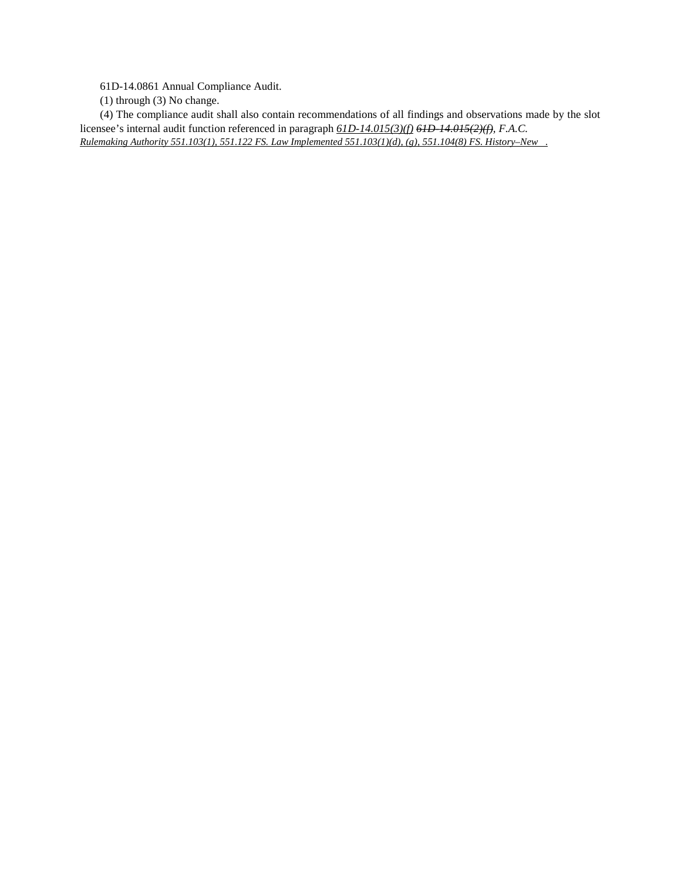61D-14.0861 Annual Compliance Audit.

(1) through (3) No change.

(4) The compliance audit shall also contain recommendations of all findings and observations made by the slot licensee's internal audit function referenced in paragraph _61D-14.015(3)(f)_ ~~61D-14.015(2)(f)~~, _F.A.C._

_Rulemaking Authority 551.103(1), 551.122 FS. Law Implemented 551.103(1)(d), (g), 551.104(8) FS. History–New ._